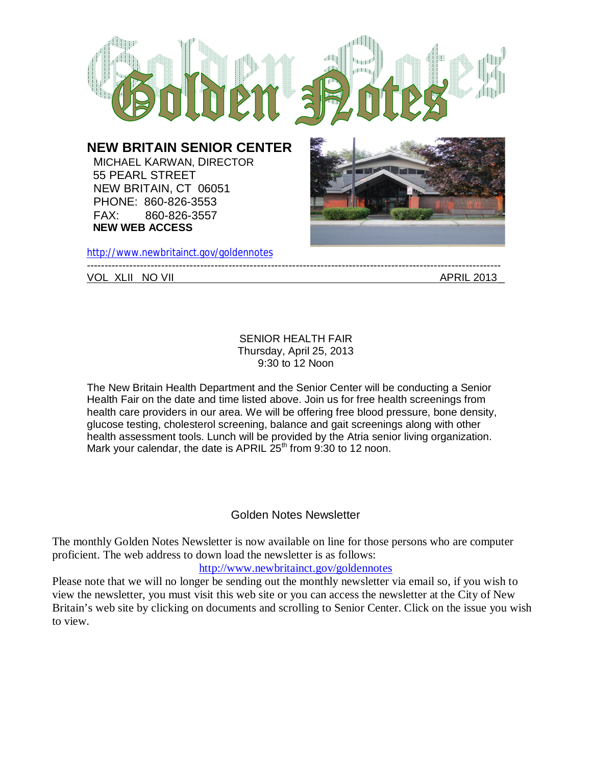# Golden Notes

**NEW BRITAIN SENIOR CENTER**

MICHAEL KARWAN, DIRECTOR
55 PEARL STREET
NEW BRITAIN, CT 06051
PHONE: 860-826-3553
FAX: 860-826-3557
**NEW WEB ACCESS**

http://www.newbritainct.gov/goldennotes

---

VOL XLII NO VII APRIL 2013

## SENIOR HEALTH FAIR

Thursday, April 25, 2013
9:30 to 12 Noon

The New Britain Health Department and the Senior Center will be conducting a Senior Health Fair on the date and time listed above. Join us for free health screenings from health care providers in our area. We will be offering free blood pressure, bone density, glucose testing, cholesterol screening, balance and gait screenings along with other health assessment tools. Lunch will be provided by the Atria senior living organization. Mark your calendar, the date is APRIL 25th from 9:30 to 12 noon.

## Golden Notes Newsletter

The monthly Golden Notes Newsletter is now available on line for those persons who are computer proficient. The web address to down load the newsletter is as follows:

http://www.newbritainct.gov/goldennotes

Please note that we will no longer be sending out the monthly newsletter via email so, if you wish to view the newsletter, you must visit this web site or you can access the newsletter at the City of New Britain's web site by clicking on documents and scrolling to Senior Center. Click on the issue you wish to view.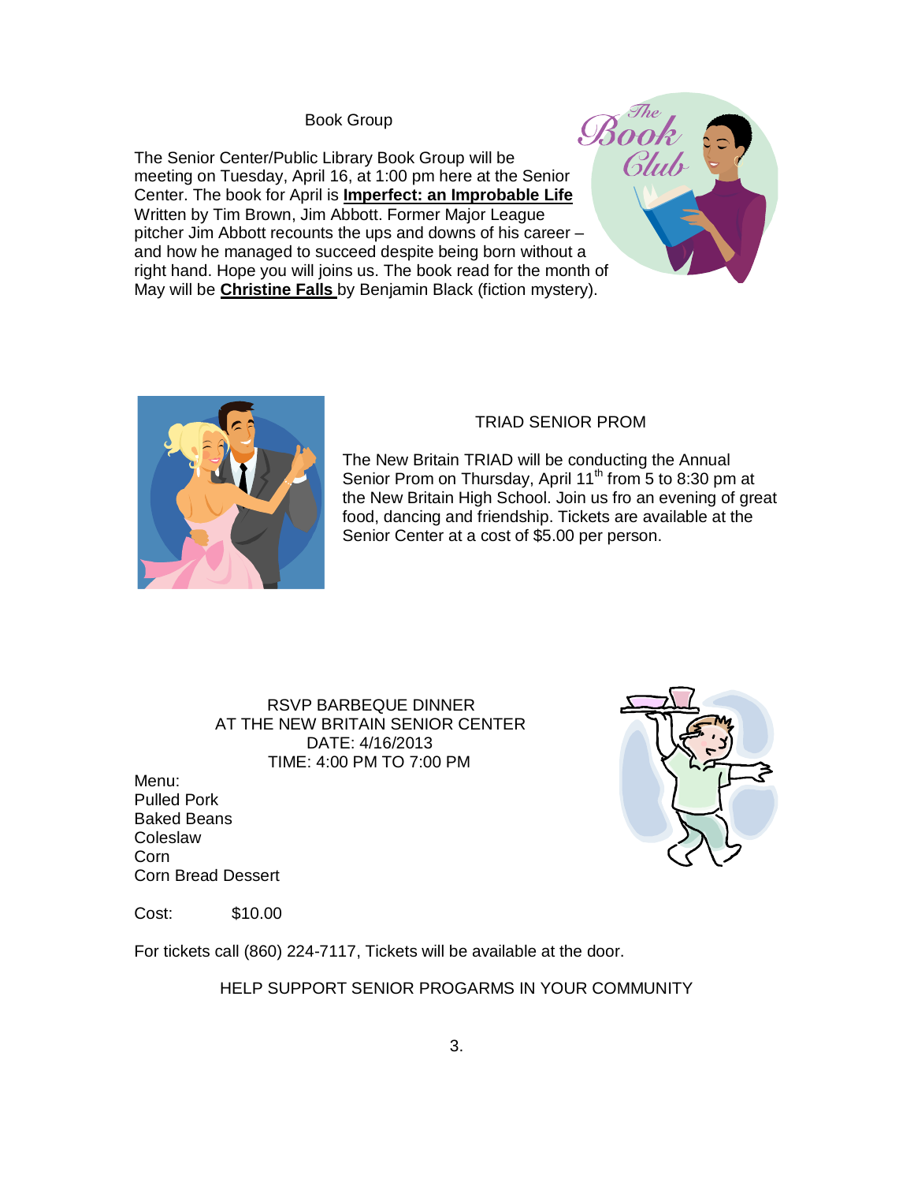## Book Group

The Senior Center/Public Library Book Group will be meeting on Tuesday, April 16, at 1:00 pm here at the Senior Center. The book for April is **Imperfect: an Improbable Life** Written by Tim Brown, Jim Abbott. Former Major League pitcher Jim Abbott recounts the ups and downs of his career – and how he managed to succeed despite being born without a right hand. Hope you will joins us. The book read for the month of May will be **Christine Falls** by Benjamin Black (fiction mystery).

## TRIAD SENIOR PROM

The New Britain TRIAD will be conducting the Annual Senior Prom on Thursday, April 11th from 5 to 8:30 pm at the New Britain High School. Join us fro an evening of great food, dancing and friendship. Tickets are available at the Senior Center at a cost of $5.00 per person.

## RSVP BARBEQUE DINNER
## AT THE NEW BRITAIN SENIOR CENTER

DATE: 4/16/2013
TIME: 4:00 PM TO 7:00 PM

Menu:
Pulled Pork
Baked Beans
Coleslaw
Corn
Corn Bread Dessert

Cost: $10.00

For tickets call (860) 224-7117, Tickets will be available at the door.

HELP SUPPORT SENIOR PROGARMS IN YOUR COMMUNITY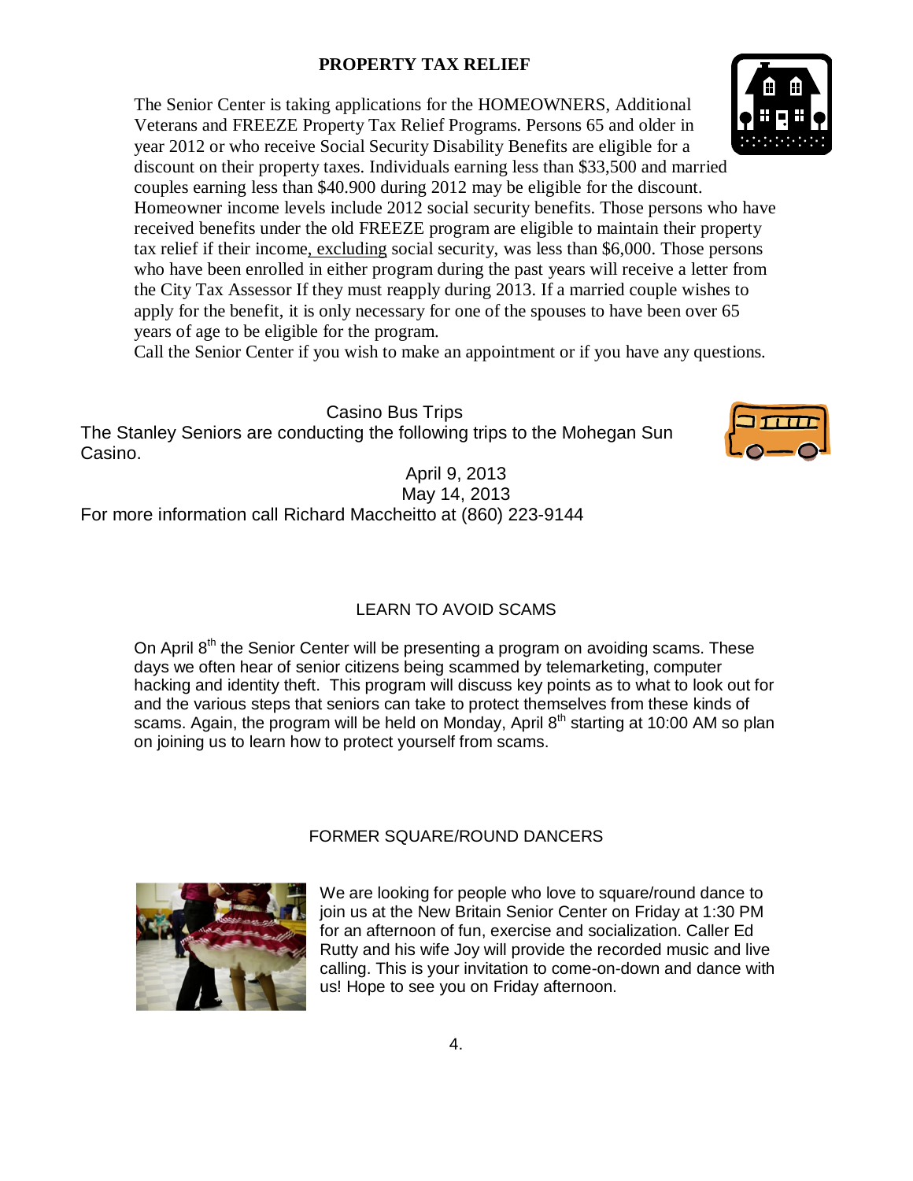## PROPERTY TAX RELIEF

The Senior Center is taking applications for the HOMEOWNERS, Additional Veterans and FREEZE Property Tax Relief Programs. Persons 65 and older in year 2012 or who receive Social Security Disability Benefits are eligible for a discount on their property taxes. Individuals earning less than $33,500 and married couples earning less than $40.900 during 2012 may be eligible for the discount. Homeowner income levels include 2012 social security benefits. Those persons who have received benefits under the old FREEZE program are eligible to maintain their property tax relief if their income, excluding social security, was less than $6,000. Those persons who have been enrolled in either program during the past years will receive a letter from the City Tax Assessor If they must reapply during 2013. If a married couple wishes to apply for the benefit, it is only necessary for one of the spouses to have been over 65 years of age to be eligible for the program.

Call the Senior Center if you wish to make an appointment or if you have any questions.

## Casino Bus Trips

The Stanley Seniors are conducting the following trips to the Mohegan Sun Casino.

April 9, 2013
May 14, 2013

For more information call Richard Maccheitto at (860) 223-9144

## LEARN TO AVOID SCAMS

On April 8th the Senior Center will be presenting a program on avoiding scams. These days we often hear of senior citizens being scammed by telemarketing, computer hacking and identity theft. This program will discuss key points as to what to look out for and the various steps that seniors can take to protect themselves from these kinds of scams. Again, the program will be held on Monday, April 8th starting at 10:00 AM so plan on joining us to learn how to protect yourself from scams.

## FORMER SQUARE/ROUND DANCERS

We are looking for people who love to square/round dance to join us at the New Britain Senior Center on Friday at 1:30 PM for an afternoon of fun, exercise and socialization. Caller Ed Rutty and his wife Joy will provide the recorded music and live calling. This is your invitation to come-on-down and dance with us! Hope to see you on Friday afternoon.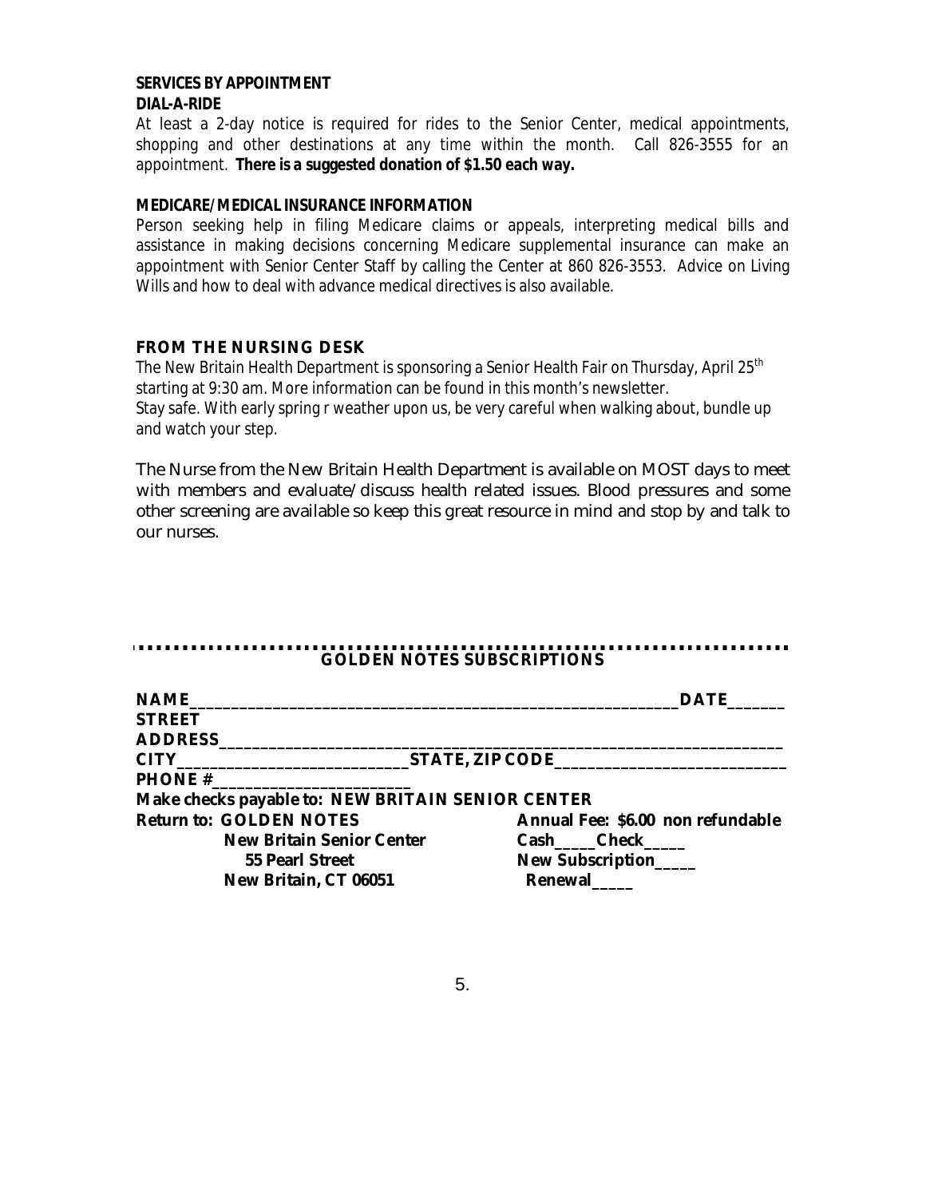**SERVICES BY APPOINTMENT**

**DIAL-A-RIDE**

At least a 2-day notice is required for rides to the Senior Center, medical appointments, shopping and other destinations at any time within the month. Call 826-3555 for an appointment. **There is a suggested donation of $1.50 each way.**

**MEDICARE/MEDICAL INSURANCE INFORMATION**

Person seeking help in filing Medicare claims or appeals, interpreting medical bills and assistance in making decisions concerning Medicare supplemental insurance can make an appointment with Senior Center Staff by calling the Center at 860 826-3553. Advice on Living Wills and how to deal with advance medical directives is also available.

**FROM THE NURSING DESK**

The New Britain Health Department is sponsoring a Senior Health Fair on Thursday, April 25th starting at 9:30 am. More information can be found in this month's newsletter.
Stay safe. With early spring r weather upon us, be very careful when walking about, bundle up and watch your step.

The Nurse from the New Britain Health Department is available on MOST days to meet with members and evaluate/discuss health related issues. Blood pressures and some other screening are available so keep this great resource in mind and stop by and talk to our nurses.

**GOLDEN NOTES SUBSCRIPTIONS**

**NAME**___________________________________________________________**DATE**_______

**STREET ADDRESS**____________________________________________________________________

**CITY**___________________________**STATE, ZIP CODE**____________________________

**PHONE #**________________________

**Make checks payable to: NEW BRITAIN SENIOR CENTER**

**Return to: GOLDEN NOTES**
**New Britain Senior Center**
**55 Pearl Street**
**New Britain, CT 06051**

**Annual Fee: $6.00 non refundable**
**Cash_____Check_____**
**New Subscription_____**
**Renewal_____**